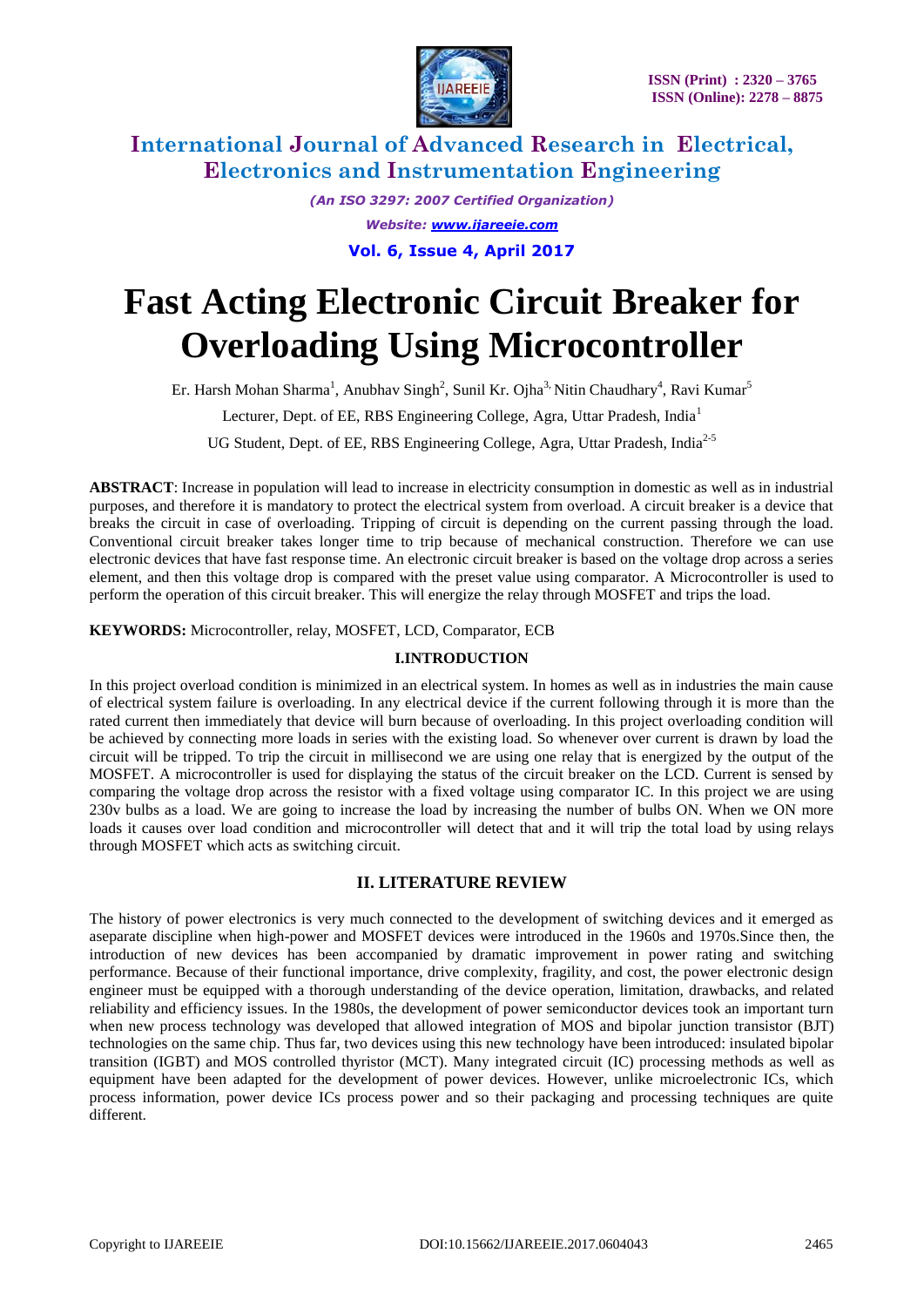# Fast Acting Electronic Circuit Breaker for Overloading Using Microcontroller

Er. Harsh Mohan Sharma[1], Anubhav Singh[2], Sunil Kr. Ojha[3], Nitin Chaudhary[4], Ravi Kumar[5]

Lecturer, Dept. of EE, RBS Engineering College, Agra, Uttar Pradesh, India[1]

UG Student, Dept. of EE, RBS Engineering College, Agra, Uttar Pradesh, India[2-5]

**ABSTRACT**: Increase in population will lead to increase in electricity consumption in domestic as well as in industrial purposes, and therefore it is mandatory to protect the electrical system from overload. A circuit breaker is a device that breaks the circuit in case of overloading. Tripping of circuit is depending on the current passing through the load. Conventional circuit breaker takes longer time to trip because of mechanical construction. Therefore we can use electronic devices that have fast response time. An electronic circuit breaker is based on the voltage drop across a series element, and then this voltage drop is compared with the preset value using comparator. A Microcontroller is used to perform the operation of this circuit breaker. This will energize the relay through MOSFET and trips the load.

**KEYWORDS:** Microcontroller, relay, MOSFET, LCD, Comparator, ECB

## I.INTRODUCTION

In this project overload condition is minimized in an electrical system. In homes as well as in industries the main cause of electrical system failure is overloading. In any electrical device if the current following through it is more than the rated current then immediately that device will burn because of overloading. In this project overloading condition will be achieved by connecting more loads in series with the existing load. So whenever over current is drawn by load the circuit will be tripped. To trip the circuit in millisecond we are using one relay that is energized by the output of the MOSFET. A microcontroller is used for displaying the status of the circuit breaker on the LCD. Current is sensed by comparing the voltage drop across the resistor with a fixed voltage using comparator IC. In this project we are using 230v bulbs as a load. We are going to increase the load by increasing the number of bulbs ON. When we ON more loads it causes over load condition and microcontroller will detect that and it will trip the total load by using relays through MOSFET which acts as switching circuit.

## II. LITERATURE REVIEW

The history of power electronics is very much connected to the development of switching devices and it emerged as aseparate discipline when high-power and MOSFET devices were introduced in the 1960s and 1970s.Since then, the introduction of new devices has been accompanied by dramatic improvement in power rating and switching performance. Because of their functional importance, drive complexity, fragility, and cost, the power electronic design engineer must be equipped with a thorough understanding of the device operation, limitation, drawbacks, and related reliability and efficiency issues. In the 1980s, the development of power semiconductor devices took an important turn when new process technology was developed that allowed integration of MOS and bipolar junction transistor (BJT) technologies on the same chip. Thus far, two devices using this new technology have been introduced: insulated bipolar transition (IGBT) and MOS controlled thyristor (MCT). Many integrated circuit (IC) processing methods as well as equipment have been adapted for the development of power devices. However, unlike microelectronic ICs, which process information, power device ICs process power and so their packaging and processing techniques are quite different.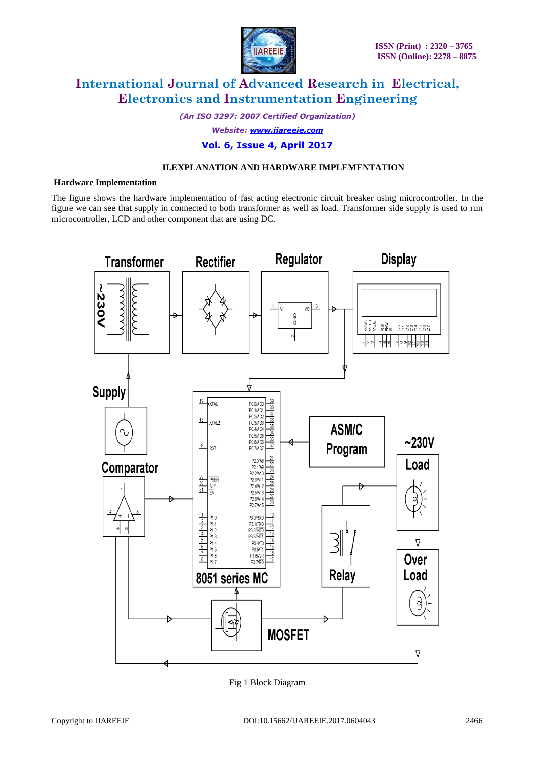## II.EXPLANATION AND HARDWARE IMPLEMENTATION

### Hardware Implementation

The figure shows the hardware implementation of fast acting electronic circuit breaker using microcontroller. In the figure we can see that supply in connected to both transformer as well as load. Transformer side supply is used to run microcontroller, LCD and other component that are using DC.

Fig 1 Block Diagram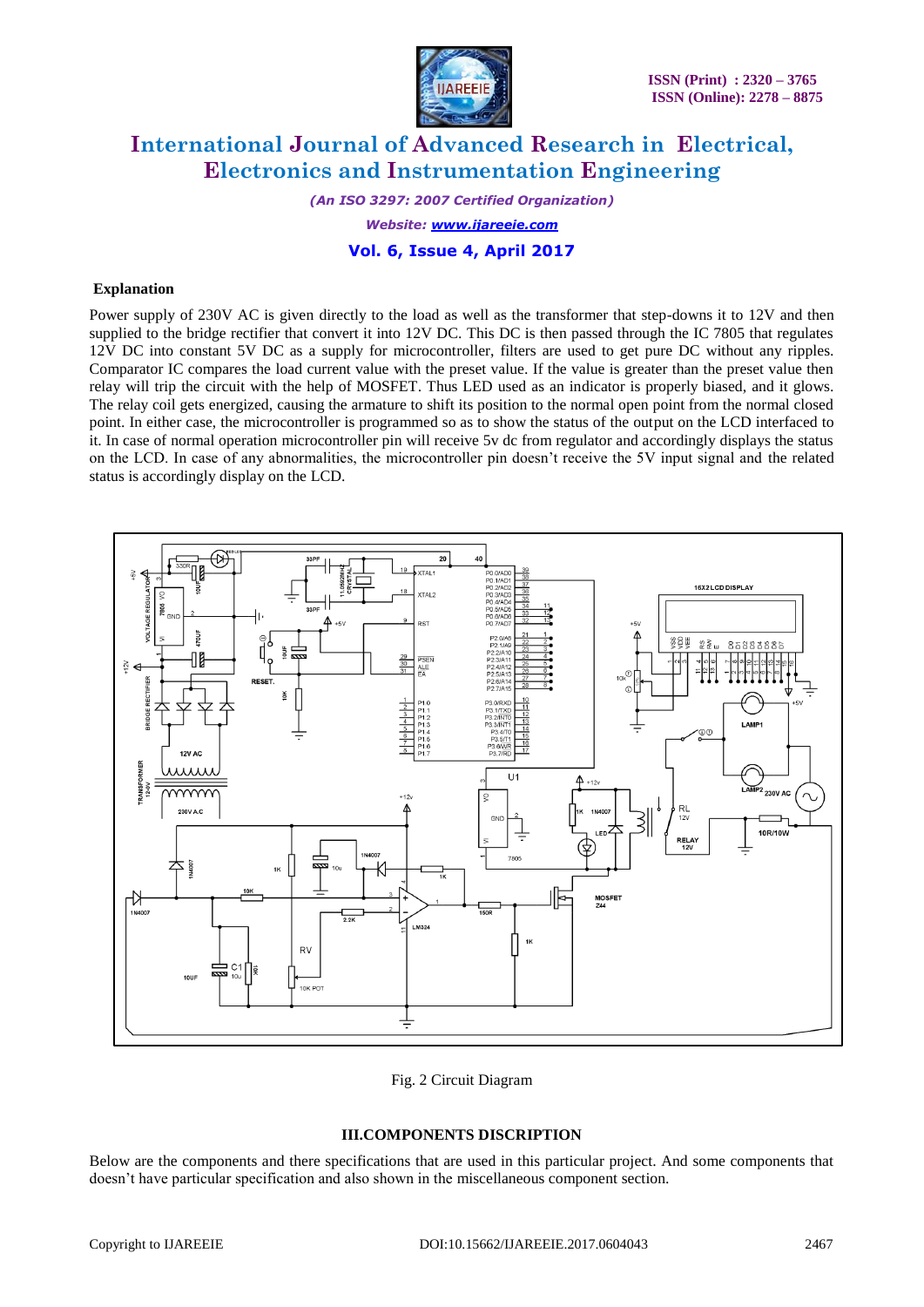**Explanation**

Power supply of 230V AC is given directly to the load as well as the transformer that step-downs it to 12V and then supplied to the bridge rectifier that convert it into 12V DC. This DC is then passed through the IC 7805 that regulates 12V DC into constant 5V DC as a supply for microcontroller, filters are used to get pure DC without any ripples. Comparator IC compares the load current value with the preset value. If the value is greater than the preset value then relay will trip the circuit with the help of MOSFET. Thus LED used as an indicator is properly biased, and it glows. The relay coil gets energized, causing the armature to shift its position to the normal open point from the normal closed point. In either case, the microcontroller is programmed so as to show the status of the output on the LCD interfaced to it. In case of normal operation microcontroller pin will receive 5v dc from regulator and accordingly displays the status on the LCD. In case of any abnormalities, the microcontroller pin doesn't receive the 5V input signal and the related status is accordingly display on the LCD.

Fig. 2 Circuit Diagram

## III.COMPONENTS DISCRIPTION

Below are the components and there specifications that are used in this particular project. And some components that doesn't have particular specification and also shown in the miscellaneous component section.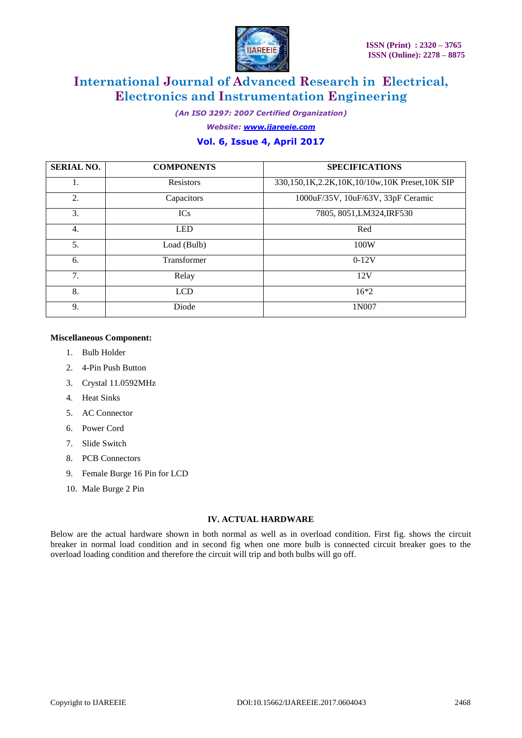| SERIAL NO. | COMPONENTS | SPECIFICATIONS |
| --- | --- | --- |
| 1. | Resistors | 330,150,1K,2.2K,10K,10/10w,10K Preset,10K SIP |
| 2. | Capacitors | 1000uF/35V, 10uF/63V, 33pF Ceramic |
| 3. | ICs | 7805, 8051,LM324,IRF530 |
| 4. | LED | Red |
| 5. | Load (Bulb) | 100W |
| 6. | Transformer | 0-12V |
| 7. | Relay | 12V |
| 8. | LCD | 16*2 |
| 9. | Diode | 1N007 |

**Miscellaneous Component:**

1. Bulb Holder
2. 4-Pin Push Button
3. Crystal 11.0592MHz
4. Heat Sinks
5. AC Connector
6. Power Cord
7. Slide Switch
8. PCB Connectors
9. Female Burge 16 Pin for LCD
10. Male Burge 2 Pin

## IV. ACTUAL HARDWARE

Below are the actual hardware shown in both normal as well as in overload condition. First fig. shows the circuit breaker in normal load condition and in second fig when one more bulb is connected circuit breaker goes to the overload loading condition and therefore the circuit will trip and both bulbs will go off.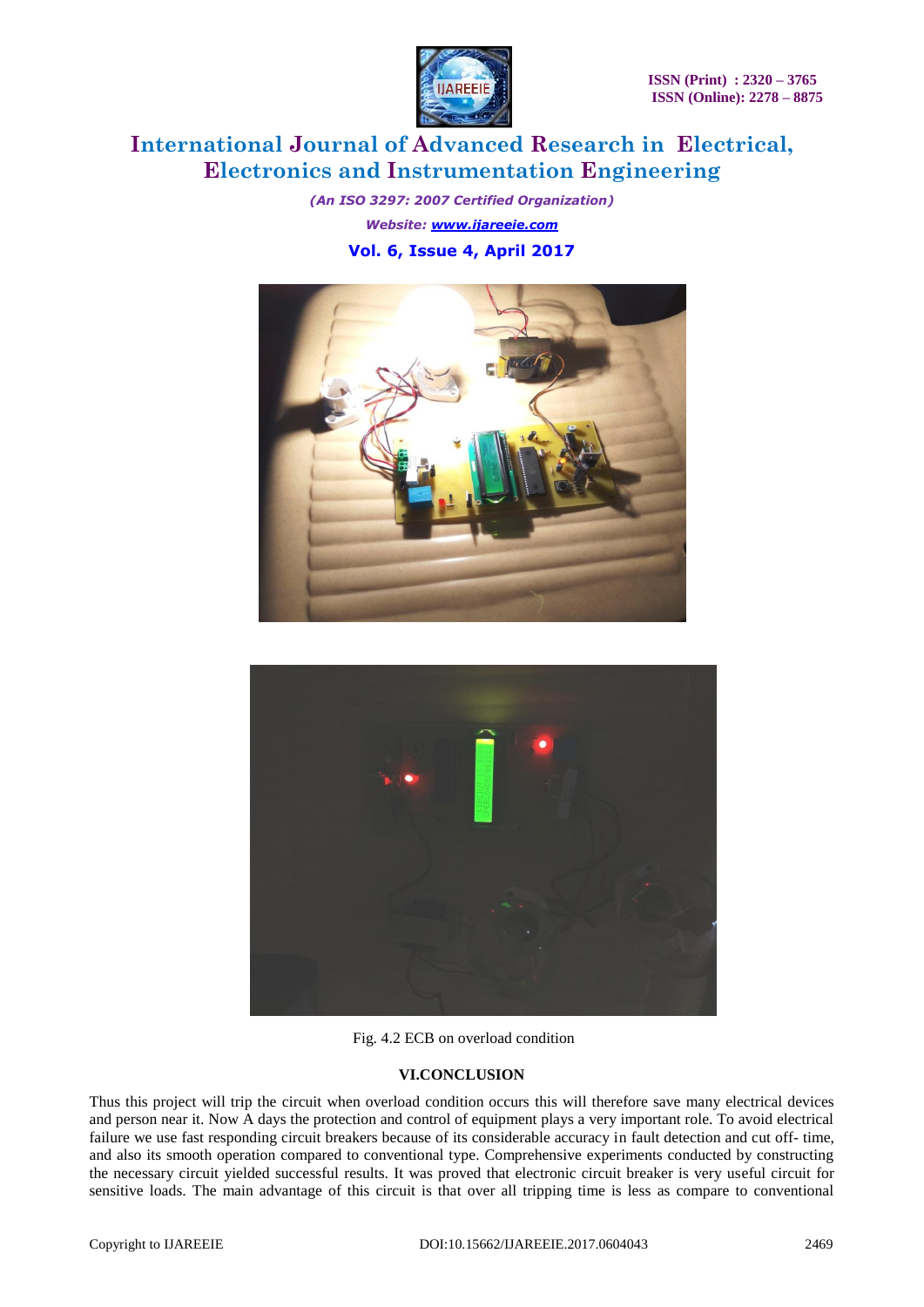Fig. 4.2 ECB on overload condition

## VI.CONCLUSION

Thus this project will trip the circuit when overload condition occurs this will therefore save many electrical devices and person near it. Now A days the protection and control of equipment plays a very important role. To avoid electrical failure we use fast responding circuit breakers because of its considerable accuracy in fault detection and cut off- time, and also its smooth operation compared to conventional type. Comprehensive experiments conducted by constructing the necessary circuit yielded successful results. It was proved that electronic circuit breaker is very useful circuit for sensitive loads. The main advantage of this circuit is that over all tripping time is less as compare to conventional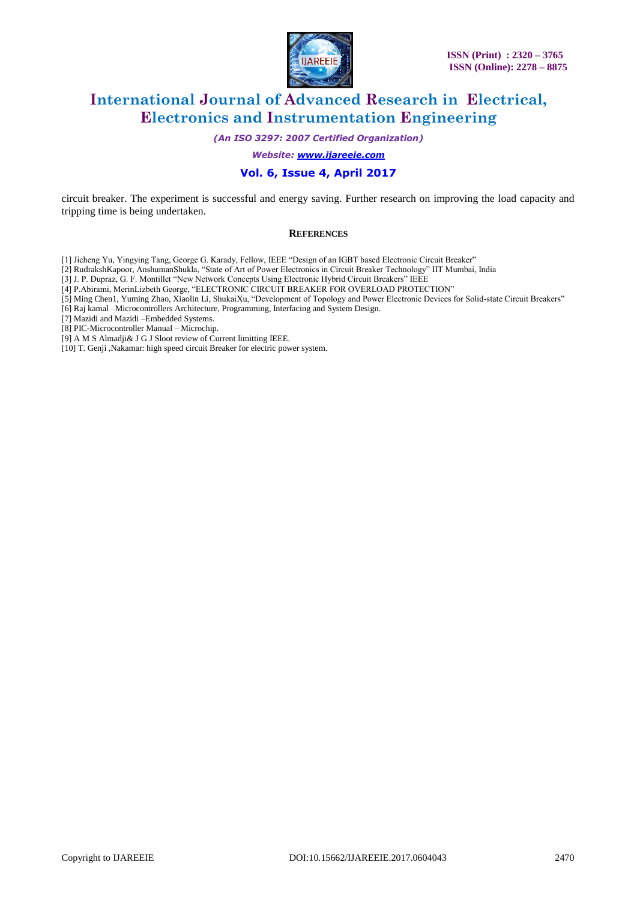circuit breaker. The experiment is successful and energy saving. Further research on improving the load capacity and tripping time is being undertaken.

## REFERENCES

[1] Jicheng Yu, Yingying Tang, George G. Karady, Fellow, IEEE "Design of an IGBT based Electronic Circuit Breaker"

[2] RudrakshKapoor, AnshumanShukla, "State of Art of Power Electronics in Circuit Breaker Technology" IIT Mumbai, India

[3] J. P. Dupraz, G. F. Montillet "New Network Concepts Using Electronic Hybrid Circuit Breakers" IEEE

[4] P.Abirami, MerinLizbeth George, "ELECTRONIC CIRCUIT BREAKER FOR OVERLOAD PROTECTION"

[5] Ming Chen1, Yuming Zhao, Xiaolin Li, ShukaiXu, "Development of Topology and Power Electronic Devices for Solid-state Circuit Breakers"

[6] Raj kamal –Microcontrollers Architecture, Programming, Interfacing and System Design.

[7] Mazidi and Mazidi –Embedded Systems.

[8] PIC-Microcontroller Manual – Microchip.

[9] A M S Almadji& J G J Sloot review of Current limitting IEEE.

[10] T. Genji ,Nakamar: high speed circuit Breaker for electric power system.